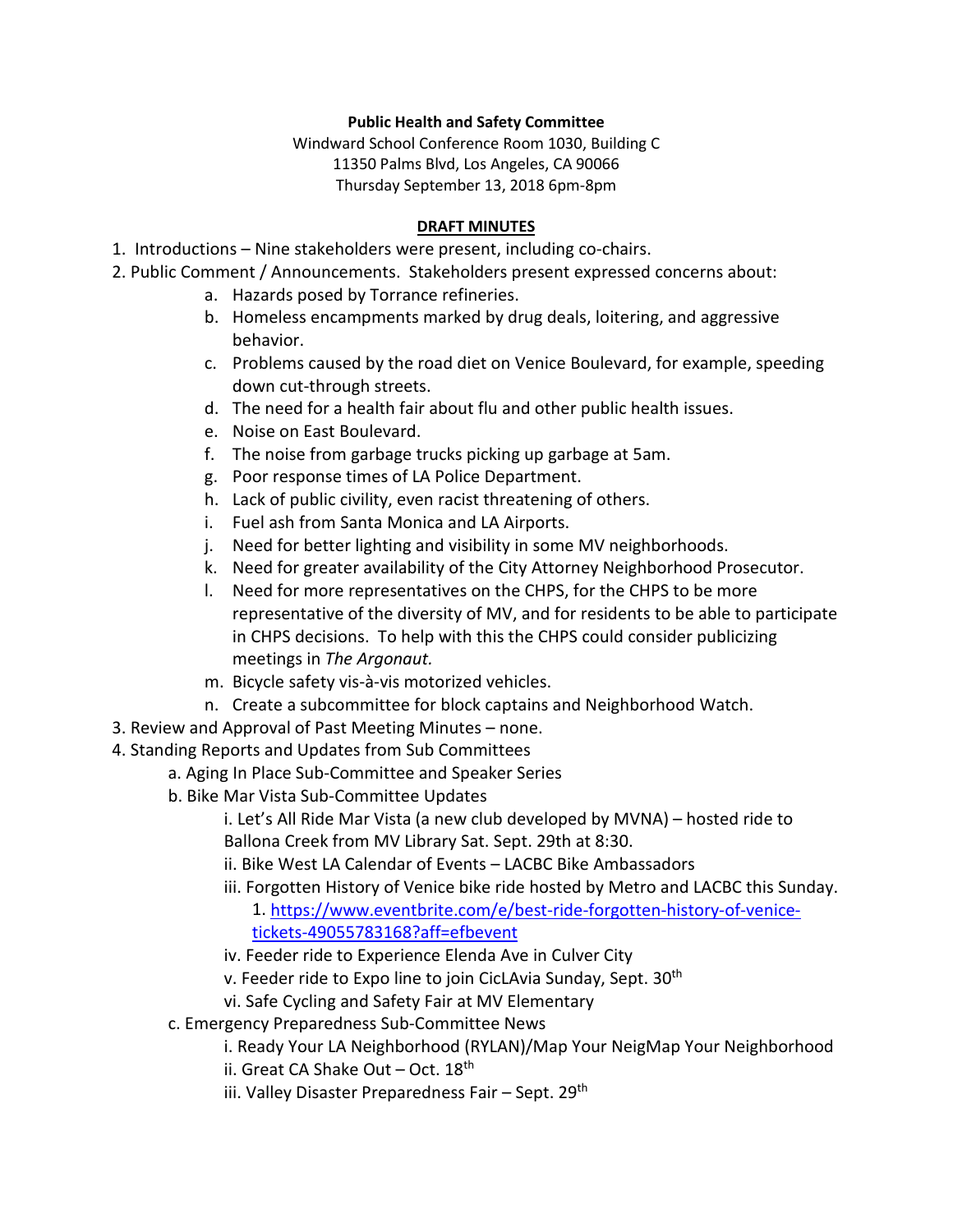**Public Health and Safety Committee**

Windward School Conference Room 1030, Building C
11350 Palms Blvd, Los Angeles, CA 90066
Thursday September 13, 2018 6pm-8pm

**DRAFT MINUTES**

1. Introductions – Nine stakeholders were present, including co-chairs.
2. Public Comment / Announcements. Stakeholders present expressed concerns about:
   a. Hazards posed by Torrance refineries.
   b. Homeless encampments marked by drug deals, loitering, and aggressive behavior.
   c. Problems caused by the road diet on Venice Boulevard, for example, speeding down cut-through streets.
   d. The need for a health fair about flu and other public health issues.
   e. Noise on East Boulevard.
   f. The noise from garbage trucks picking up garbage at 5am.
   g. Poor response times of LA Police Department.
   h. Lack of public civility, even racist threatening of others.
   i. Fuel ash from Santa Monica and LA Airports.
   j. Need for better lighting and visibility in some MV neighborhoods.
   k. Need for greater availability of the City Attorney Neighborhood Prosecutor.
   l. Need for more representatives on the CHPS, for the CHPS to be more representative of the diversity of MV, and for residents to be able to participate in CHPS decisions. To help with this the CHPS could consider publicizing meetings in *The Argonaut.*
   m. Bicycle safety vis-à-vis motorized vehicles.
   n. Create a subcommittee for block captains and Neighborhood Watch.
3. Review and Approval of Past Meeting Minutes – none.
4. Standing Reports and Updates from Sub Committees
   a. Aging In Place Sub-Committee and Speaker Series
   b. Bike Mar Vista Sub-Committee Updates
      i. Let's All Ride Mar Vista (a new club developed by MVNA) – hosted ride to Ballona Creek from MV Library Sat. Sept. 29th at 8:30.
      ii. Bike West LA Calendar of Events – LACBC Bike Ambassadors
      iii. Forgotten History of Venice bike ride hosted by Metro and LACBC this Sunday.
         1. https://www.eventbrite.com/e/best-ride-forgotten-history-of-venice-tickets-49055783168?aff=efbevent
      iv. Feeder ride to Experience Elenda Ave in Culver City
      v. Feeder ride to Expo line to join CicLAvia Sunday, Sept. 30th
      vi. Safe Cycling and Safety Fair at MV Elementary
   c. Emergency Preparedness Sub-Committee News
      i. Ready Your LA Neighborhood (RYLAN)/Map Your NeigMap Your Neighborhood
      ii. Great CA Shake Out – Oct. 18th
      iii. Valley Disaster Preparedness Fair – Sept. 29th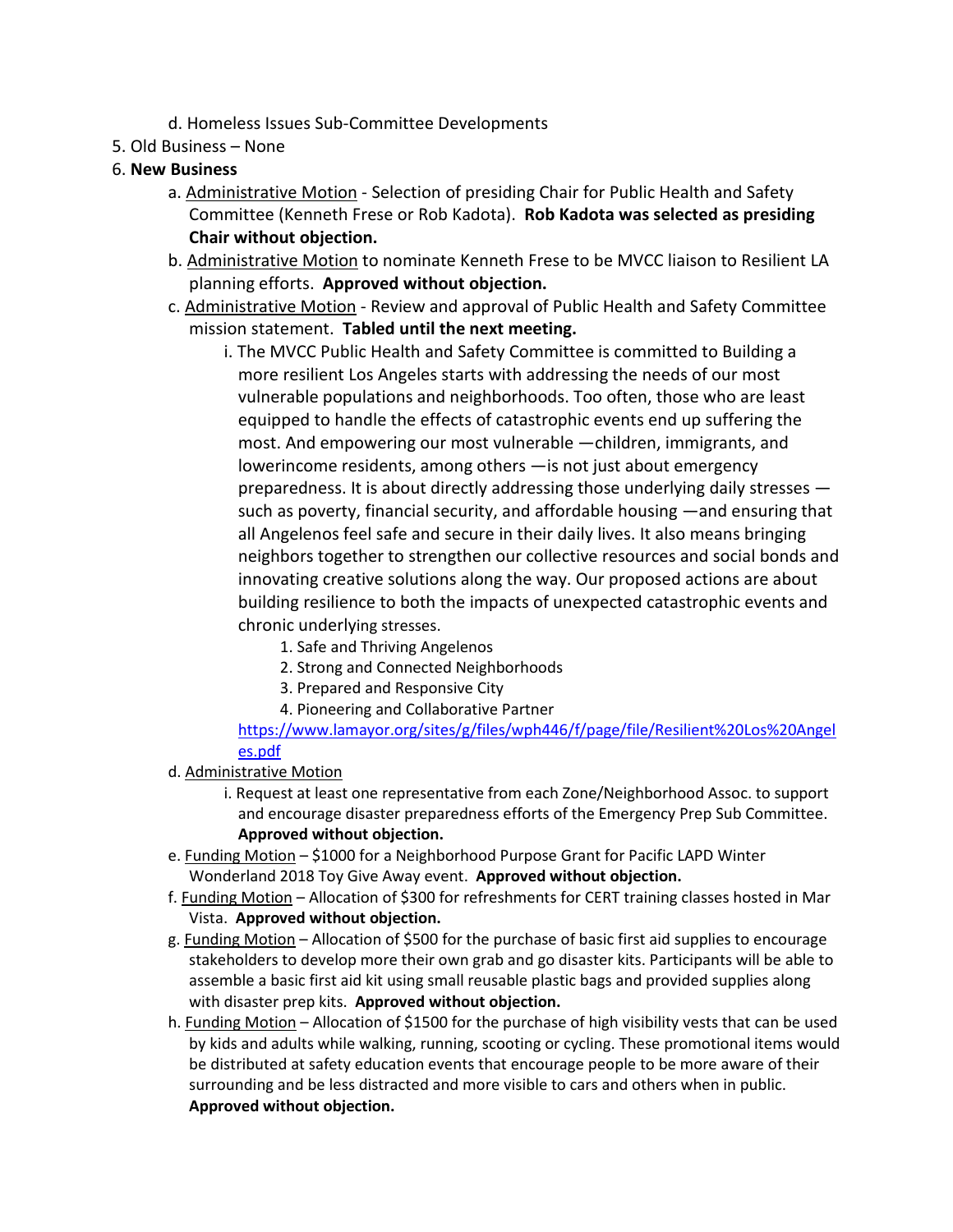d. Homeless Issues Sub-Committee Developments

5. Old Business – None
6. **New Business**
    a. Administrative Motion - Selection of presiding Chair for Public Health and Safety Committee (Kenneth Frese or Rob Kadota). **Rob Kadota was selected as presiding Chair without objection.**

    b. Administrative Motion to nominate Kenneth Frese to be MVCC liaison to Resilient LA planning efforts. **Approved without objection.**

    c. Administrative Motion - Review and approval of Public Health and Safety Committee mission statement. **Tabled until the next meeting.**

        i. The MVCC Public Health and Safety Committee is committed to Building a more resilient Los Angeles starts with addressing the needs of our most vulnerable populations and neighborhoods. Too often, those who are least equipped to handle the effects of catastrophic events end up suffering the most. And empowering our most vulnerable —children, immigrants, and lowerincome residents, among others —is not just about emergency preparedness. It is about directly addressing those underlying daily stresses — such as poverty, financial security, and affordable housing —and ensuring that all Angelenos feel safe and secure in their daily lives. It also means bringing neighbors together to strengthen our collective resources and social bonds and innovating creative solutions along the way. Our proposed actions are about building resilience to both the impacts of unexpected catastrophic events and chronic underlying stresses.

            1. Safe and Thriving Angelenos
            2. Strong and Connected Neighborhoods
            3. Prepared and Responsive City
            4. Pioneering and Collaborative Partner

            https://www.lamayor.org/sites/g/files/wph446/f/page/file/Resilient%20Los%20Angeles.pdf

    d. Administrative Motion

        i. Request at least one representative from each Zone/Neighborhood Assoc. to support and encourage disaster preparedness efforts of the Emergency Prep Sub Committee. **Approved without objection.**

    e. Funding Motion – $1000 for a Neighborhood Purpose Grant for Pacific LAPD Winter Wonderland 2018 Toy Give Away event. **Approved without objection.**

    f. Funding Motion – Allocation of $300 for refreshments for CERT training classes hosted in Mar Vista. **Approved without objection.**

    g. Funding Motion – Allocation of $500 for the purchase of basic first aid supplies to encourage stakeholders to develop more their own grab and go disaster kits. Participants will be able to assemble a basic first aid kit using small reusable plastic bags and provided supplies along with disaster prep kits. **Approved without objection.**

    h. Funding Motion – Allocation of $1500 for the purchase of high visibility vests that can be used by kids and adults while walking, running, scooting or cycling. These promotional items would be distributed at safety education events that encourage people to be more aware of their surrounding and be less distracted and more visible to cars and others when in public. **Approved without objection.**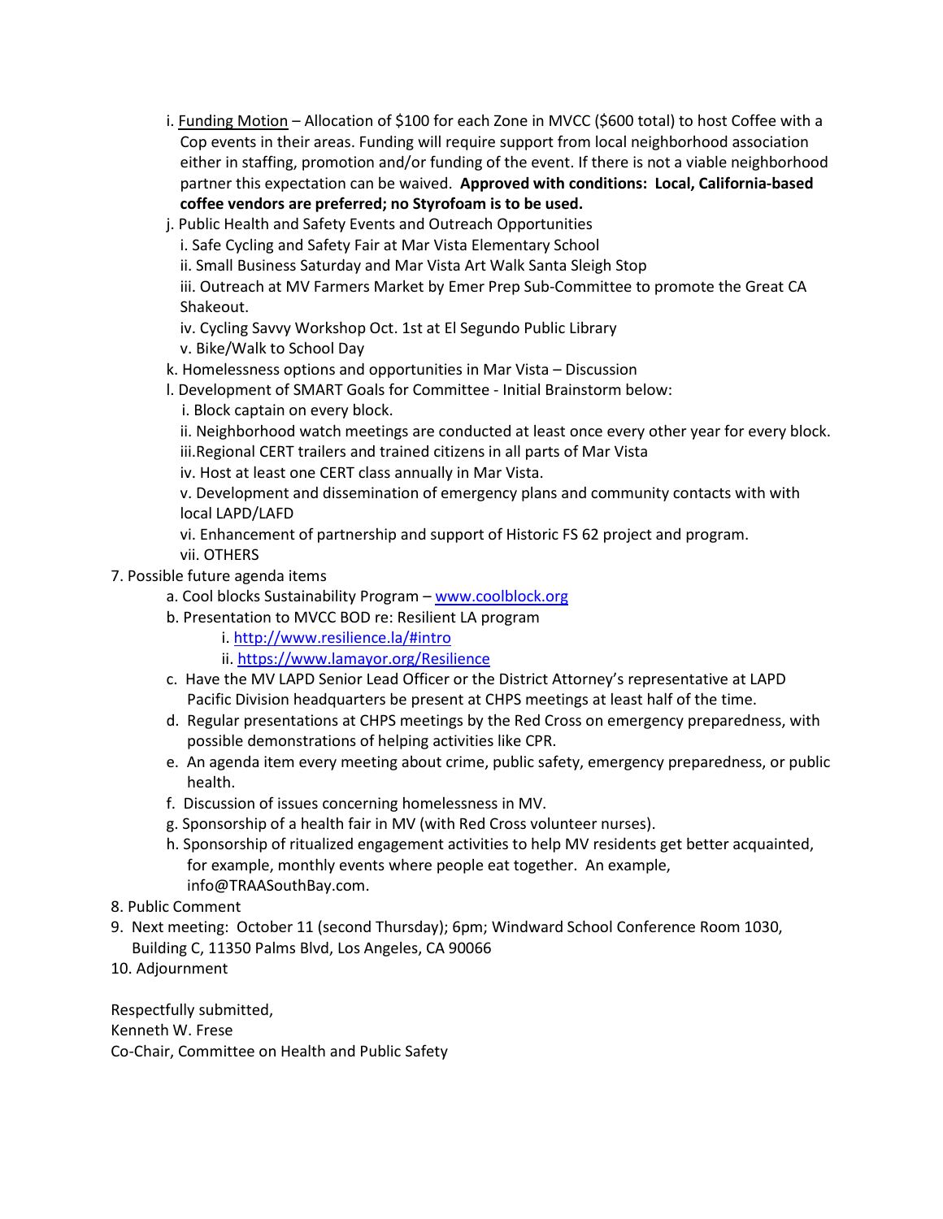i. Funding Motion – Allocation of $100 for each Zone in MVCC ($600 total) to host Coffee with a Cop events in their areas. Funding will require support from local neighborhood association either in staffing, promotion and/or funding of the event. If there is not a viable neighborhood partner this expectation can be waived. **Approved with conditions: Local, California-based coffee vendors are preferred; no Styrofoam is to be used.**

   j. Public Health and Safety Events and Outreach Opportunities
      i. Safe Cycling and Safety Fair at Mar Vista Elementary School
      ii. Small Business Saturday and Mar Vista Art Walk Santa Sleigh Stop
      iii. Outreach at MV Farmers Market by Emer Prep Sub-Committee to promote the Great CA Shakeout.
      iv. Cycling Savvy Workshop Oct. 1st at El Segundo Public Library
      v. Bike/Walk to School Day

   k. Homelessness options and opportunities in Mar Vista – Discussion

   l. Development of SMART Goals for Committee - Initial Brainstorm below:
      i. Block captain on every block.
      ii. Neighborhood watch meetings are conducted at least once every other year for every block.
      iii.Regional CERT trailers and trained citizens in all parts of Mar Vista
      iv. Host at least one CERT class annually in Mar Vista.
      v. Development and dissemination of emergency plans and community contacts with with local LAPD/LAFD
      vi. Enhancement of partnership and support of Historic FS 62 project and program.
      vii. OTHERS

7. Possible future agenda items
   a. Cool blocks Sustainability Program – www.coolblock.org
   b. Presentation to MVCC BOD re: Resilient LA program
      i. http://www.resilience.la/#intro
      ii. https://www.lamayor.org/Resilience
   c. Have the MV LAPD Senior Lead Officer or the District Attorney's representative at LAPD Pacific Division headquarters be present at CHPS meetings at least half of the time.
   d. Regular presentations at CHPS meetings by the Red Cross on emergency preparedness, with possible demonstrations of helping activities like CPR.
   e. An agenda item every meeting about crime, public safety, emergency preparedness, or public health.
   f. Discussion of issues concerning homelessness in MV.
   g. Sponsorship of a health fair in MV (with Red Cross volunteer nurses).
   h. Sponsorship of ritualized engagement activities to help MV residents get better acquainted, for example, monthly events where people eat together. An example, info@TRAASouthBay.com.

8. Public Comment
9. Next meeting: October 11 (second Thursday); 6pm; Windward School Conference Room 1030, Building C, 11350 Palms Blvd, Los Angeles, CA 90066
10. Adjournment

Respectfully submitted,
Kenneth W. Frese
Co-Chair, Committee on Health and Public Safety